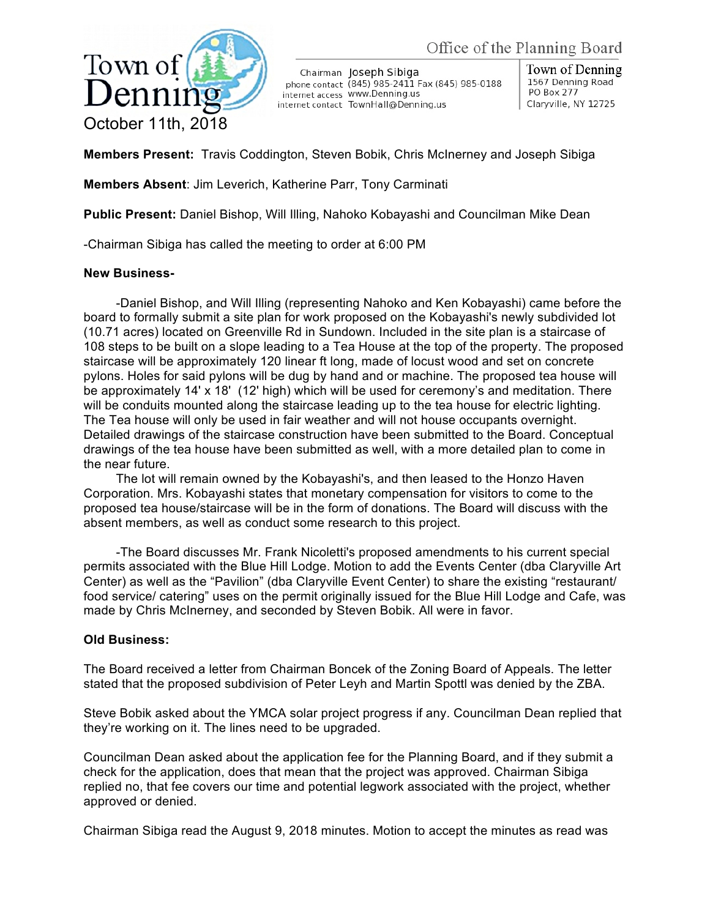Town of Denning

Office of the Planning Board

Chairman Joseph Sibiga
phone contact (845) 985-2411 Fax (845) 985-0188
internet access www.Denning.us
internet contact TownHall@Denning.us

Town of Denning
1567 Denning Road
PO Box 277
Claryville, NY 12725

October 11th, 2018

**Members Present:** Travis Coddington, Steven Bobik, Chris McInerney and Joseph Sibiga

**Members Absent**: Jim Leverich, Katherine Parr, Tony Carminati

**Public Present:** Daniel Bishop, Will Illing, Nahoko Kobayashi and Councilman Mike Dean

-Chairman Sibiga has called the meeting to order at 6:00 PM

**New Business-**

-Daniel Bishop, and Will Illing (representing Nahoko and Ken Kobayashi) came before the board to formally submit a site plan for work proposed on the Kobayashi's newly subdivided lot (10.71 acres) located on Greenville Rd in Sundown. Included in the site plan is a staircase of 108 steps to be built on a slope leading to a Tea House at the top of the property. The proposed staircase will be approximately 120 linear ft long, made of locust wood and set on concrete pylons. Holes for said pylons will be dug by hand and or machine. The proposed tea house will be approximately 14' x 18' (12' high) which will be used for ceremony's and meditation. There will be conduits mounted along the staircase leading up to the tea house for electric lighting. The Tea house will only be used in fair weather and will not house occupants overnight. Detailed drawings of the staircase construction have been submitted to the Board. Conceptual drawings of the tea house have been submitted as well, with a more detailed plan to come in the near future.

The lot will remain owned by the Kobayashi's, and then leased to the Honzo Haven Corporation. Mrs. Kobayashi states that monetary compensation for visitors to come to the proposed tea house/staircase will be in the form of donations. The Board will discuss with the absent members, as well as conduct some research to this project.

-The Board discusses Mr. Frank Nicoletti's proposed amendments to his current special permits associated with the Blue Hill Lodge. Motion to add the Events Center (dba Claryville Art Center) as well as the "Pavilion" (dba Claryville Event Center) to share the existing "restaurant/ food service/ catering" uses on the permit originally issued for the Blue Hill Lodge and Cafe, was made by Chris McInerney, and seconded by Steven Bobik. All were in favor.

**Old Business:**

The Board received a letter from Chairman Boncek of the Zoning Board of Appeals. The letter stated that the proposed subdivision of Peter Leyh and Martin Spottl was denied by the ZBA.

Steve Bobik asked about the YMCA solar project progress if any. Councilman Dean replied that they're working on it. The lines need to be upgraded.

Councilman Dean asked about the application fee for the Planning Board, and if they submit a check for the application, does that mean that the project was approved. Chairman Sibiga replied no, that fee covers our time and potential legwork associated with the project, whether approved or denied.

Chairman Sibiga read the August 9, 2018 minutes. Motion to accept the minutes as read was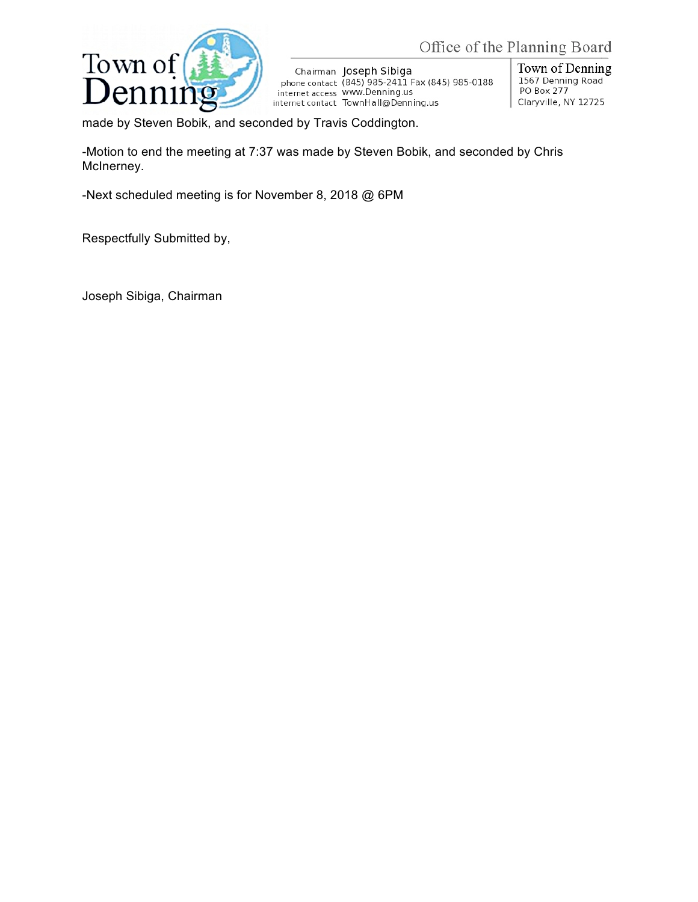made by Steven Bobik, and seconded by Travis Coddington.

-Motion to end the meeting at 7:37 was made by Steven Bobik, and seconded by Chris McInerney.

-Next scheduled meeting is for November 8, 2018 @ 6PM

Respectfully Submitted by,

Joseph Sibiga, Chairman